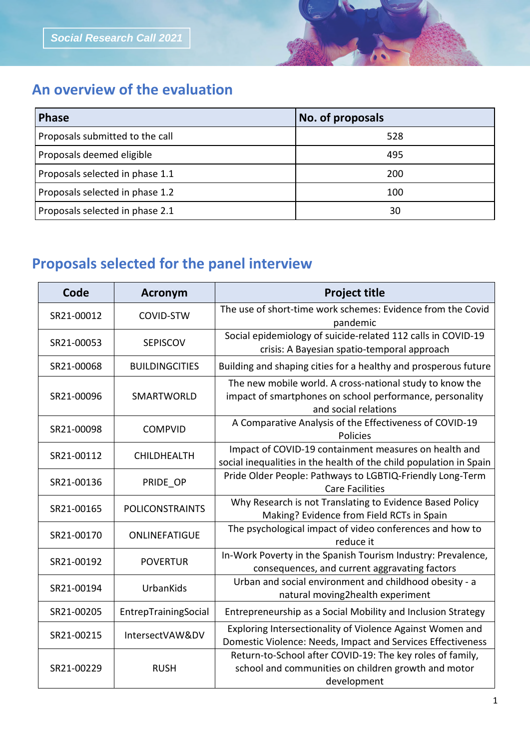Social Research Call 2021

## An overview of the evaluation

| Phase | No. of proposals |
|---|---|
| Proposals submitted to the call | 528 |
| Proposals deemed eligible | 495 |
| Proposals selected in phase 1.1 | 200 |
| Proposals selected in phase 1.2 | 100 |
| Proposals selected in phase 2.1 | 30 |

## Proposals selected for the panel interview

| Code | Acronym | Project title |
|---|---|---|
| SR21-00012 | COVID-STW | The use of short-time work schemes: Evidence from the Covid pandemic |
| SR21-00053 | SEPISCOV | Social epidemiology of suicide-related 112 calls in COVID-19 crisis: A Bayesian spatio-temporal approach |
| SR21-00068 | BUILDINGCITIES | Building and shaping cities for a healthy and prosperous future |
| SR21-00096 | SMARTWORLD | The new mobile world. A cross-national study to know the impact of smartphones on school performance, personality and social relations |
| SR21-00098 | COMPVID | A Comparative Analysis of the Effectiveness of COVID-19 Policies |
| SR21-00112 | CHILDHEALTH | Impact of COVID-19 containment measures on health and social inequalities in the health of the child population in Spain |
| SR21-00136 | PRIDE_OP | Pride Older People: Pathways to LGBTIQ-Friendly Long-Term Care Facilities |
| SR21-00165 | POLICONSTRAINTS | Why Research is not Translating to Evidence Based Policy Making? Evidence from Field RCTs in Spain |
| SR21-00170 | ONLINEFATIGUE | The psychological impact of video conferences and how to reduce it |
| SR21-00192 | POVERTUR | In-Work Poverty in the Spanish Tourism Industry: Prevalence, consequences, and current aggravating factors |
| SR21-00194 | UrbanKids | Urban and social environment and childhood obesity - a natural moving2health experiment |
| SR21-00205 | EntrepTrainingSocial | Entrepreneurship as a Social Mobility and Inclusion Strategy |
| SR21-00215 | IntersectVAW&DV | Exploring Intersectionality of Violence Against Women and Domestic Violence: Needs, Impact and Services Effectiveness |
| SR21-00229 | RUSH | Return-to-School after COVID-19: The key roles of family, school and communities on children growth and motor development |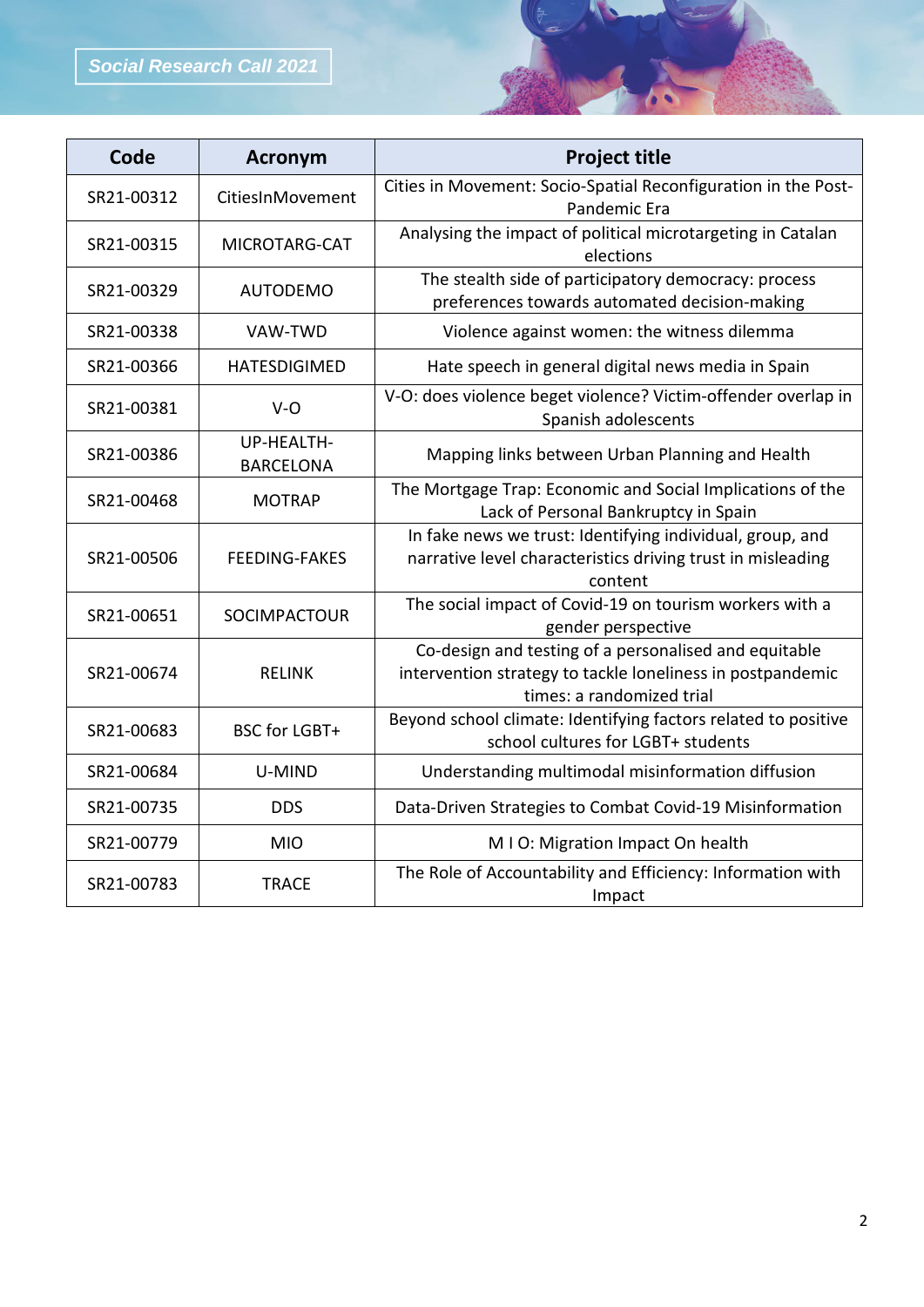| Code | Acronym | Project title |
|---|---|---|
| SR21-00312 | CitiesInMovement | Cities in Movement: Socio-Spatial Reconfiguration in the Post-Pandemic Era |
| SR21-00315 | MICROTARG-CAT | Analysing the impact of political microtargeting in Catalan elections |
| SR21-00329 | AUTODEMO | The stealth side of participatory democracy: process preferences towards automated decision-making |
| SR21-00338 | VAW-TWD | Violence against women: the witness dilemma |
| SR21-00366 | HATESDIGIMED | Hate speech in general digital news media in Spain |
| SR21-00381 | V-O | V-O: does violence beget violence? Victim-offender overlap in Spanish adolescents |
| SR21-00386 | UP-HEALTH-BARCELONA | Mapping links between Urban Planning and Health |
| SR21-00468 | MOTRAP | The Mortgage Trap: Economic and Social Implications of the Lack of Personal Bankruptcy in Spain |
| SR21-00506 | FEEDING-FAKES | In fake news we trust: Identifying individual, group, and narrative level characteristics driving trust in misleading content |
| SR21-00651 | SOCIMPACTOUR | The social impact of Covid-19 on tourism workers with a gender perspective |
| SR21-00674 | RELINK | Co-design and testing of a personalised and equitable intervention strategy to tackle loneliness in postpandemic times: a randomized trial |
| SR21-00683 | BSC for LGBT+ | Beyond school climate: Identifying factors related to positive school cultures for LGBT+ students |
| SR21-00684 | U-MIND | Understanding multimodal misinformation diffusion |
| SR21-00735 | DDS | Data-Driven Strategies to Combat Covid-19 Misinformation |
| SR21-00779 | MIO | M I O: Migration Impact On health |
| SR21-00783 | TRACE | The Role of Accountability and Efficiency: Information with Impact |